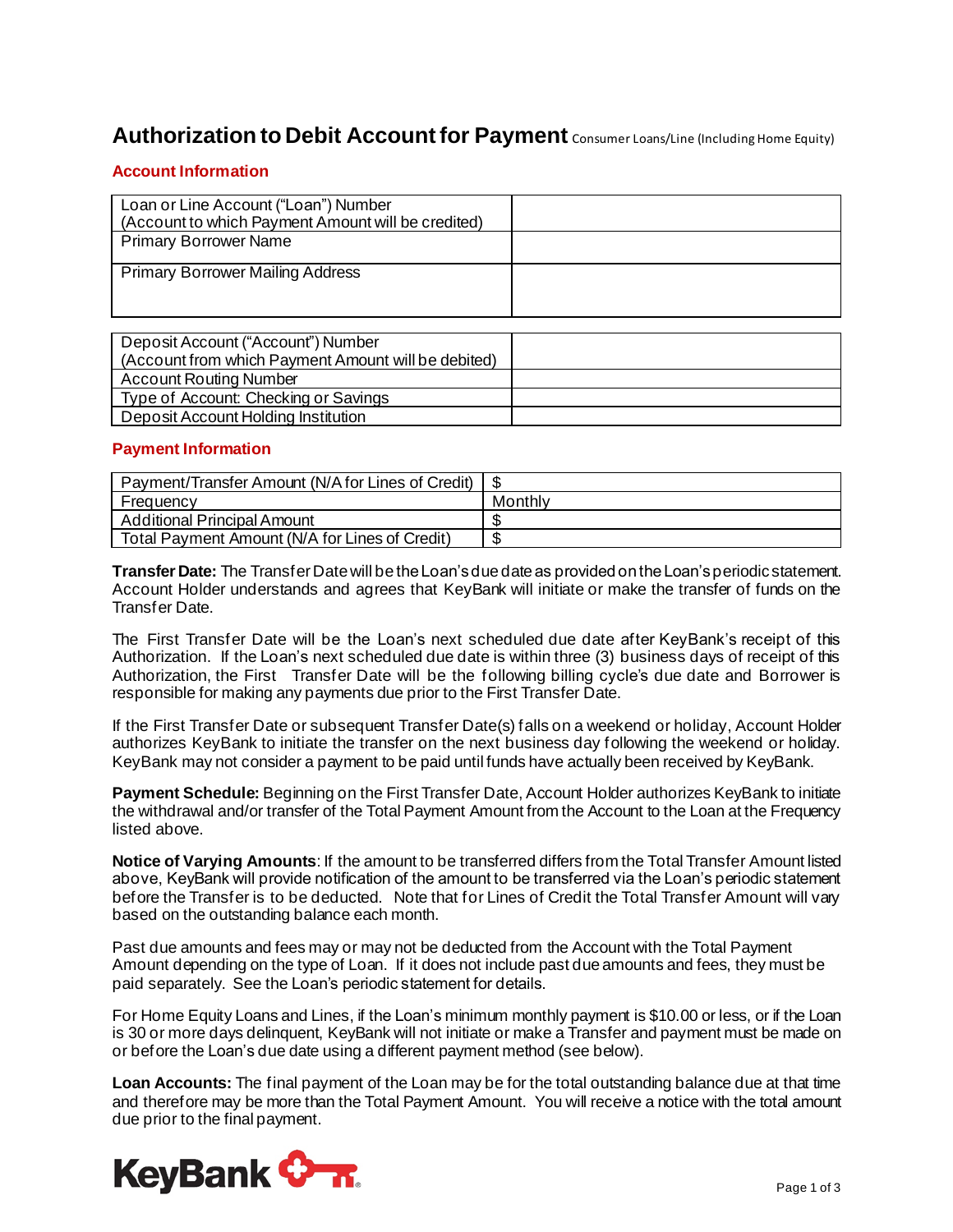# Authorization to Debit Account for Payment Consumer Loans/Line (Including Home Equity)

## Account Information

| | |
|---|---|
| Loan or Line Account ("Loan") Number (Account to which Payment Amount will be credited) | |
| Primary Borrower Name | |
| Primary Borrower Mailing Address | |

| | |
|---|---|
| Deposit Account ("Account") Number (Account from which Payment Amount will be debited) | |
| Account Routing Number | |
| Type of Account: Checking or Savings | |
| Deposit Account Holding Institution | |

## Payment Information

| | |
|---|---|
| Payment/Transfer Amount (N/A for Lines of Credit) | $ |
| Frequency | Monthly |
| Additional Principal Amount | $ |
| Total Payment Amount (N/A for Lines of Credit) | $ |

**Transfer Date:** The Transfer Date will be the Loan's due date as provided on the Loan's periodic statement. Account Holder understands and agrees that KeyBank will initiate or make the transfer of funds on the Transfer Date.

The First Transfer Date will be the Loan's next scheduled due date after KeyBank's receipt of this Authorization. If the Loan's next scheduled due date is within three (3) business days of receipt of this Authorization, the First Transfer Date will be the following billing cycle's due date and Borrower is responsible for making any payments due prior to the First Transfer Date.

If the First Transfer Date or subsequent Transfer Date(s) falls on a weekend or holiday, Account Holder authorizes KeyBank to initiate the transfer on the next business day following the weekend or holiday. KeyBank may not consider a payment to be paid until funds have actually been received by KeyBank.

**Payment Schedule:** Beginning on the First Transfer Date, Account Holder authorizes KeyBank to initiate the withdrawal and/or transfer of the Total Payment Amount from the Account to the Loan at the Frequency listed above.

**Notice of Varying Amounts**: If the amount to be transferred differs from the Total Transfer Amount listed above, KeyBank will provide notification of the amount to be transferred via the Loan's periodic statement before the Transfer is to be deducted. Note that for Lines of Credit the Total Transfer Amount will vary based on the outstanding balance each month.

Past due amounts and fees may or may not be deducted from the Account with the Total Payment Amount depending on the type of Loan. If it does not include past due amounts and fees, they must be paid separately. See the Loan's periodic statement for details.

For Home Equity Loans and Lines, if the Loan's minimum monthly payment is $10.00 or less, or if the Loan is 30 or more days delinquent, KeyBank will not initiate or make a Transfer and payment must be made on or before the Loan's due date using a different payment method (see below).

**Loan Accounts:** The final payment of the Loan may be for the total outstanding balance due at that time and therefore may be more than the Total Payment Amount. You will receive a notice with the total amount due prior to the final payment.

KeyBank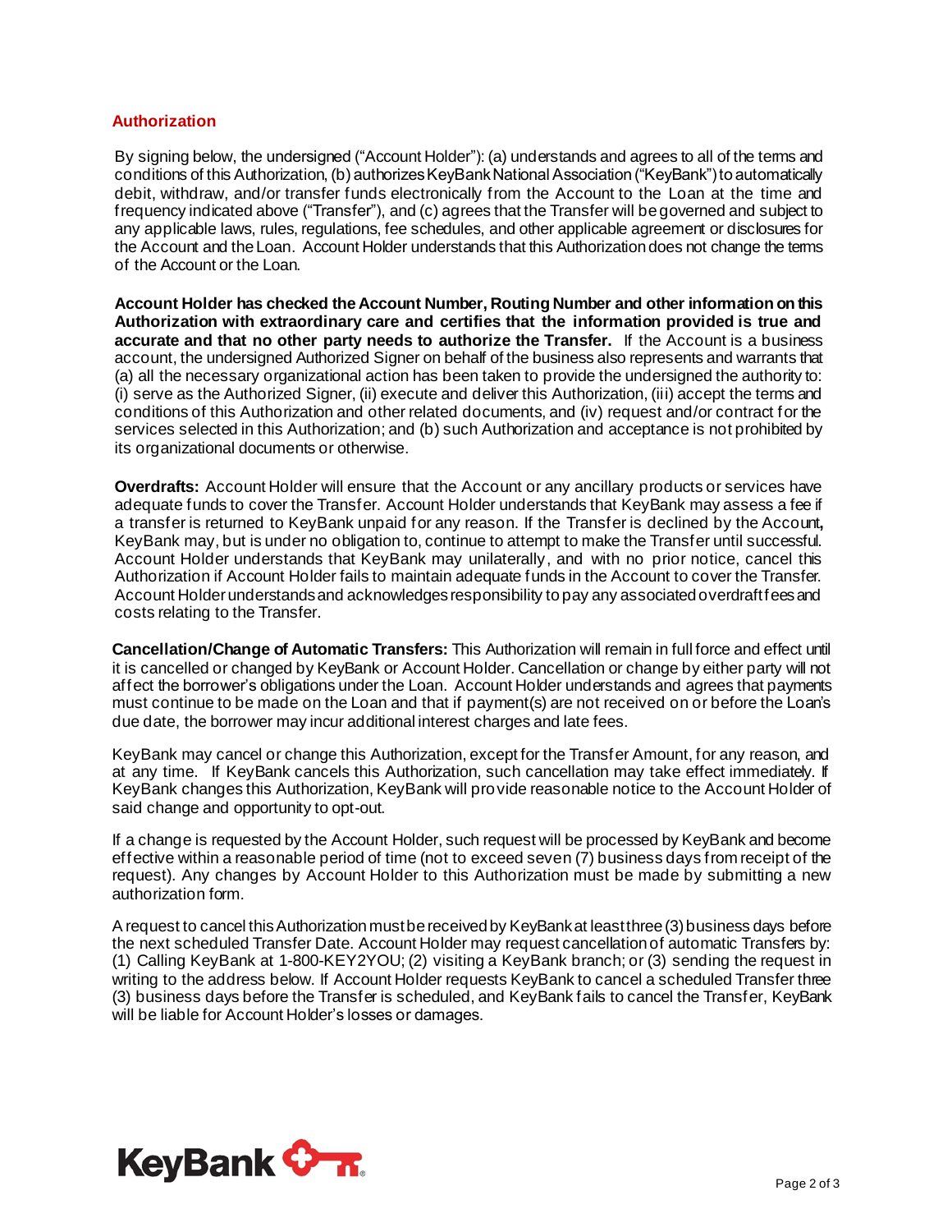## Authorization

By signing below, the undersigned ("Account Holder"): (a) understands and agrees to all of the terms and conditions of this Authorization, (b) authorizes KeyBank National Association ("KeyBank") to automatically debit, withdraw, and/or transfer funds electronically from the Account to the Loan at the time and frequency indicated above ("Transfer"), and (c) agrees that the Transfer will be governed and subject to any applicable laws, rules, regulations, fee schedules, and other applicable agreement or disclosures for the Account and the Loan. Account Holder understands that this Authorization does not change the terms of the Account or the Loan.

**Account Holder has checked the Account Number, Routing Number and other information on this Authorization with extraordinary care and certifies that the information provided is true and accurate and that no other party needs to authorize the Transfer.** If the Account is a business account, the undersigned Authorized Signer on behalf of the business also represents and warrants that (a) all the necessary organizational action has been taken to provide the undersigned the authority to: (i) serve as the Authorized Signer, (ii) execute and deliver this Authorization, (iii) accept the terms and conditions of this Authorization and other related documents, and (iv) request and/or contract for the services selected in this Authorization; and (b) such Authorization and acceptance is not prohibited by its organizational documents or otherwise.

**Overdrafts:** Account Holder will ensure that the Account or any ancillary products or services have adequate funds to cover the Transfer. Account Holder understands that KeyBank may assess a fee if a transfer is returned to KeyBank unpaid for any reason. If the Transfer is declined by the Account**,** KeyBank may, but is under no obligation to, continue to attempt to make the Transfer until successful. Account Holder understands that KeyBank may unilaterally, and with no prior notice, cancel this Authorization if Account Holder fails to maintain adequate funds in the Account to cover the Transfer. Account Holder understands and acknowledges responsibility to pay any associated overdraft fees and costs relating to the Transfer.

**Cancellation/Change of Automatic Transfers:** This Authorization will remain in full force and effect until it is cancelled or changed by KeyBank or Account Holder. Cancellation or change by either party will not affect the borrower's obligations under the Loan. Account Holder understands and agrees that payments must continue to be made on the Loan and that if payment(s) are not received on or before the Loan's due date, the borrower may incur additional interest charges and late fees.

KeyBank may cancel or change this Authorization, except for the Transfer Amount, for any reason, and at any time. If KeyBank cancels this Authorization, such cancellation may take effect immediately. If KeyBank changes this Authorization, KeyBank will provide reasonable notice to the Account Holder of said change and opportunity to opt-out.

If a change is requested by the Account Holder, such request will be processed by KeyBank and become effective within a reasonable period of time (not to exceed seven (7) business days from receipt of the request). Any changes by Account Holder to this Authorization must be made by submitting a new authorization form.

A request to cancel this Authorization must be received by KeyBank at least three (3) business days before the next scheduled Transfer Date. Account Holder may request cancellation of automatic Transfers by: (1) Calling KeyBank at 1-800-KEY2YOU; (2) visiting a KeyBank branch; or (3) sending the request in writing to the address below. If Account Holder requests KeyBank to cancel a scheduled Transfer three (3) business days before the Transfer is scheduled, and KeyBank fails to cancel the Transfer, KeyBank will be liable for Account Holder's losses or damages.

KeyBank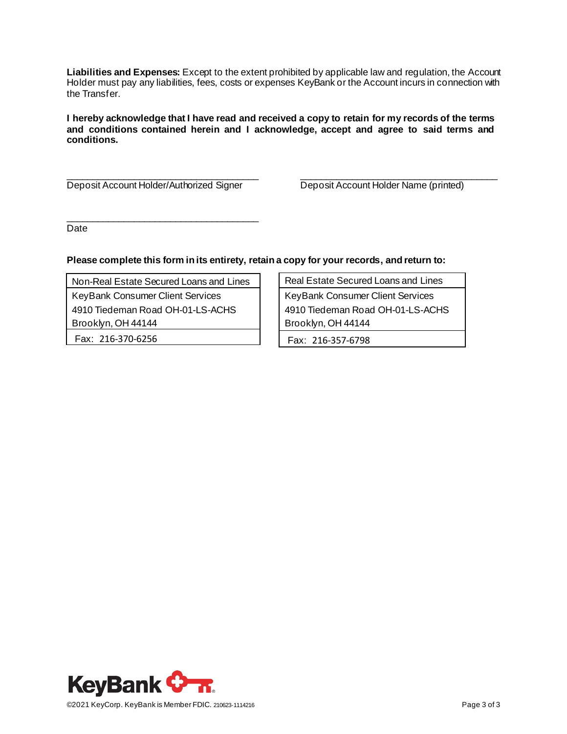**Liabilities and Expenses:** Except to the extent prohibited by applicable law and regulation, the Account Holder must pay any liabilities, fees, costs or expenses KeyBank or the Account incurs in connection with the Transfer.

**I hereby acknowledge that I have read and received a copy to retain for my records of the terms and conditions contained herein and I acknowledge, accept and agree to said terms and conditions.**

_____________________________________
Deposit Account Holder/Authorized Signer

_____________________________________
Deposit Account Holder Name (printed)

_____________________________________
Date

**Please complete this form in its entirety, retain a copy for your records, and return to:**

| Non-Real Estate Secured Loans and Lines |
|---|
| KeyBank Consumer Client Services<br>4910 Tiedeman Road OH-01-LS-ACHS<br>Brooklyn, OH 44144 |
| Fax: 216-370-6256 |

| Real Estate Secured Loans and Lines |
|---|
| KeyBank Consumer Client Services<br>4910 Tiedeman Road OH-01-LS-ACHS<br>Brooklyn, OH 44144 |
| Fax: 216-357-6798 |

KeyBank

©2021 KeyCorp. KeyBank is Member FDIC. 210623-1114216